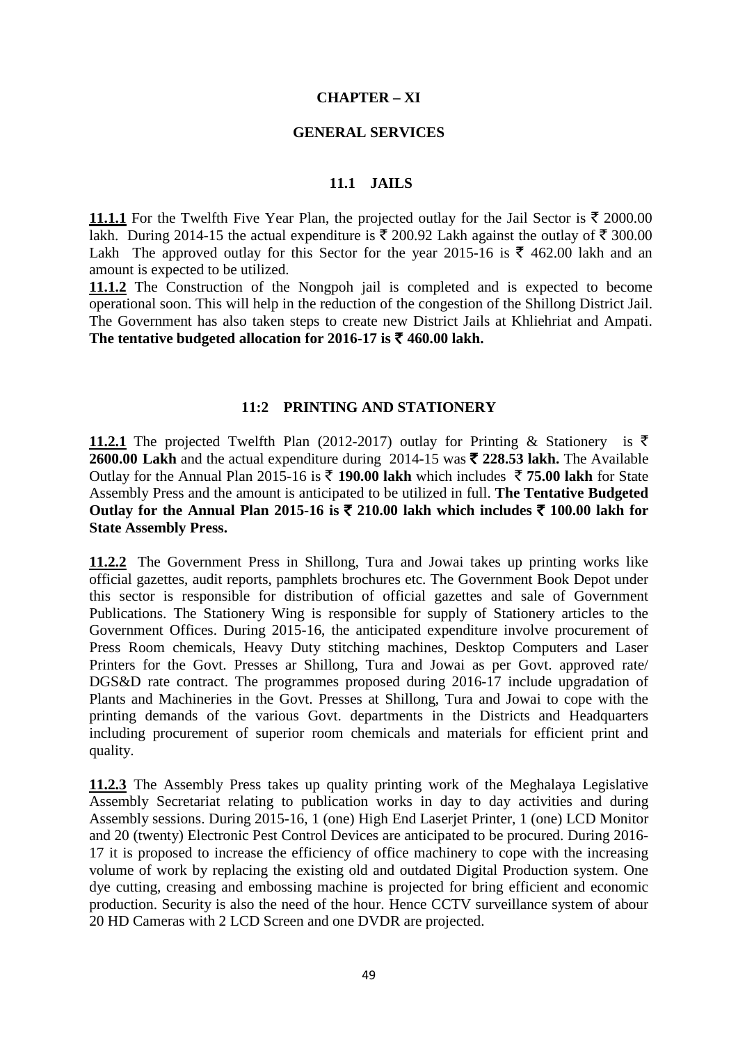# CHAPTER – XI

# GENERAL SERVICES

## 11.1 JAILS

**11.1.1** For the Twelfth Five Year Plan, the projected outlay for the Jail Sector is ₹ 2000.00 lakh. During 2014-15 the actual expenditure is ₹ 200.92 Lakh against the outlay of ₹ 300.00 Lakh The approved outlay for this Sector for the year 2015-16 is ₹ 462.00 lakh and an amount is expected to be utilized.

**11.1.2** The Construction of the Nongpoh jail is completed and is expected to become operational soon. This will help in the reduction of the congestion of the Shillong District Jail. The Government has also taken steps to create new District Jails at Khliehriat and Ampati. **The tentative budgeted allocation for 2016-17 is ₹ 460.00 lakh.**

## 11:2 PRINTING AND STATIONERY

**11.2.1** The projected Twelfth Plan (2012-2017) outlay for Printing & Stationery is ₹ **2600.00 Lakh** and the actual expenditure during 2014-15 was **₹ 228.53 lakh.** The Available Outlay for the Annual Plan 2015-16 is ₹ **190.00 lakh** which includes ₹ **75.00 lakh** for State Assembly Press and the amount is anticipated to be utilized in full. **The Tentative Budgeted Outlay for the Annual Plan 2015-16 is ₹ 210.00 lakh which includes ₹ 100.00 lakh for State Assembly Press.**

**11.2.2** The Government Press in Shillong, Tura and Jowai takes up printing works like official gazettes, audit reports, pamphlets brochures etc. The Government Book Depot under this sector is responsible for distribution of official gazettes and sale of Government Publications. The Stationery Wing is responsible for supply of Stationery articles to the Government Offices. During 2015-16, the anticipated expenditure involve procurement of Press Room chemicals, Heavy Duty stitching machines, Desktop Computers and Laser Printers for the Govt. Presses ar Shillong, Tura and Jowai as per Govt. approved rate/ DGS&D rate contract. The programmes proposed during 2016-17 include upgradation of Plants and Machineries in the Govt. Presses at Shillong, Tura and Jowai to cope with the printing demands of the various Govt. departments in the Districts and Headquarters including procurement of superior room chemicals and materials for efficient print and quality.

**11.2.3** The Assembly Press takes up quality printing work of the Meghalaya Legislative Assembly Secretariat relating to publication works in day to day activities and during Assembly sessions. During 2015-16, 1 (one) High End Laserjet Printer, 1 (one) LCD Monitor and 20 (twenty) Electronic Pest Control Devices are anticipated to be procured. During 2016-17 it is proposed to increase the efficiency of office machinery to cope with the increasing volume of work by replacing the existing old and outdated Digital Production system. One dye cutting, creasing and embossing machine is projected for bring efficient and economic production. Security is also the need of the hour. Hence CCTV surveillance system of abour 20 HD Cameras with 2 LCD Screen and one DVDR are projected.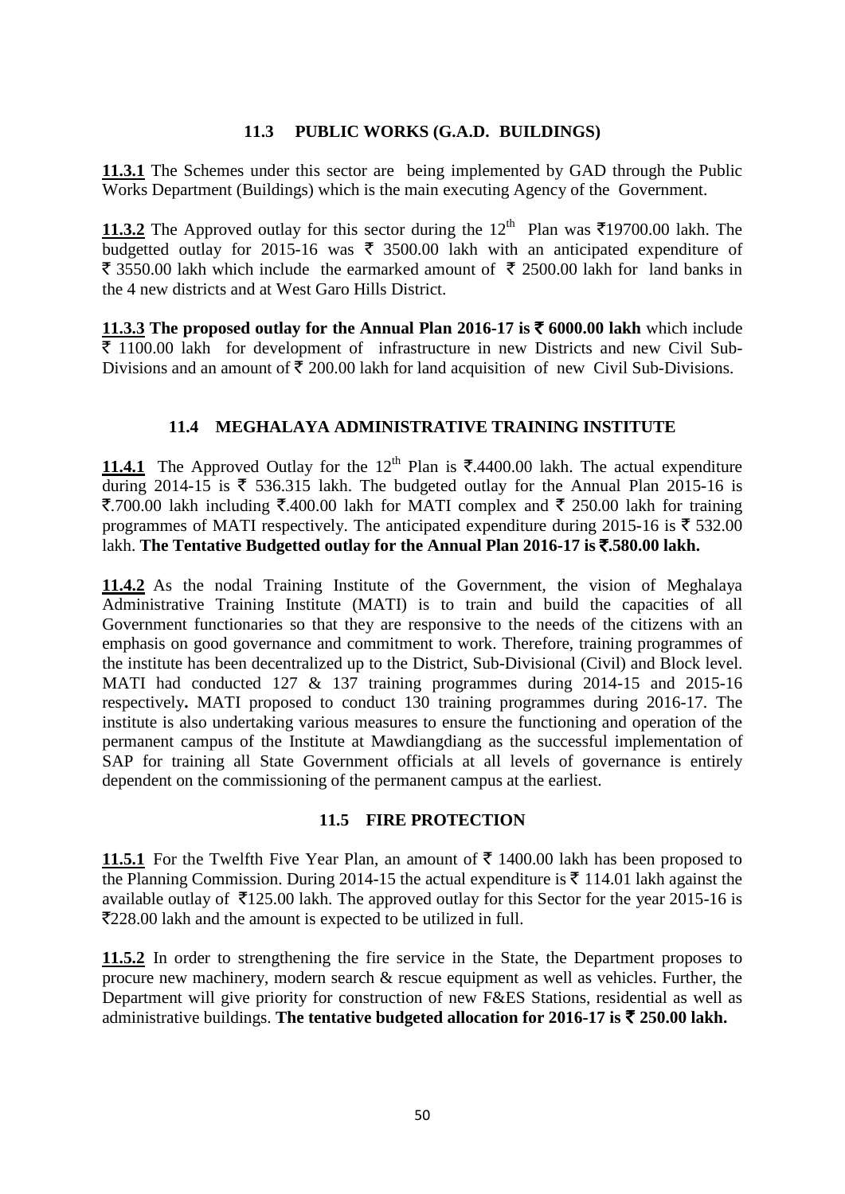### 11.3 PUBLIC WORKS (G.A.D. BUILDINGS)

**11.3.1** The Schemes under this sector are being implemented by GAD through the Public Works Department (Buildings) which is the main executing Agency of the Government.

**11.3.2** The Approved outlay for this sector during the 12th Plan was ₹19700.00 lakh. The budgetted outlay for 2015-16 was ₹ 3500.00 lakh with an anticipated expenditure of ₹ 3550.00 lakh which include the earmarked amount of ₹ 2500.00 lakh for land banks in the 4 new districts and at West Garo Hills District.

**11.3.3 The proposed outlay for the Annual Plan 2016-17 is ₹ 6000.00 lakh** which include ₹ 1100.00 lakh for development of infrastructure in new Districts and new Civil Sub-Divisions and an amount of ₹ 200.00 lakh for land acquisition of new Civil Sub-Divisions.

### 11.4 MEGHALAYA ADMINISTRATIVE TRAINING INSTITUTE

**11.4.1** The Approved Outlay for the 12th Plan is ₹.4400.00 lakh. The actual expenditure during 2014-15 is ₹ 536.315 lakh. The budgeted outlay for the Annual Plan 2015-16 is ₹.700.00 lakh including ₹.400.00 lakh for MATI complex and ₹ 250.00 lakh for training programmes of MATI respectively. The anticipated expenditure during 2015-16 is ₹ 532.00 lakh. **The Tentative Budgetted outlay for the Annual Plan 2016-17 is ₹.580.00 lakh.**

**11.4.2** As the nodal Training Institute of the Government, the vision of Meghalaya Administrative Training Institute (MATI) is to train and build the capacities of all Government functionaries so that they are responsive to the needs of the citizens with an emphasis on good governance and commitment to work. Therefore, training programmes of the institute has been decentralized up to the District, Sub-Divisional (Civil) and Block level. MATI had conducted 127 & 137 training programmes during 2014-15 and 2015-16 respectively**.** MATI proposed to conduct 130 training programmes during 2016-17. The institute is also undertaking various measures to ensure the functioning and operation of the permanent campus of the Institute at Mawdiangdiang as the successful implementation of SAP for training all State Government officials at all levels of governance is entirely dependent on the commissioning of the permanent campus at the earliest.

### 11.5 FIRE PROTECTION

**11.5.1** For the Twelfth Five Year Plan, an amount of ₹ 1400.00 lakh has been proposed to the Planning Commission. During 2014-15 the actual expenditure is ₹ 114.01 lakh against the available outlay of ₹125.00 lakh. The approved outlay for this Sector for the year 2015-16 is ₹228.00 lakh and the amount is expected to be utilized in full.

**11.5.2** In order to strengthening the fire service in the State, the Department proposes to procure new machinery, modern search & rescue equipment as well as vehicles. Further, the Department will give priority for construction of new F&ES Stations, residential as well as administrative buildings. **The tentative budgeted allocation for 2016-17 is ₹ 250.00 lakh.**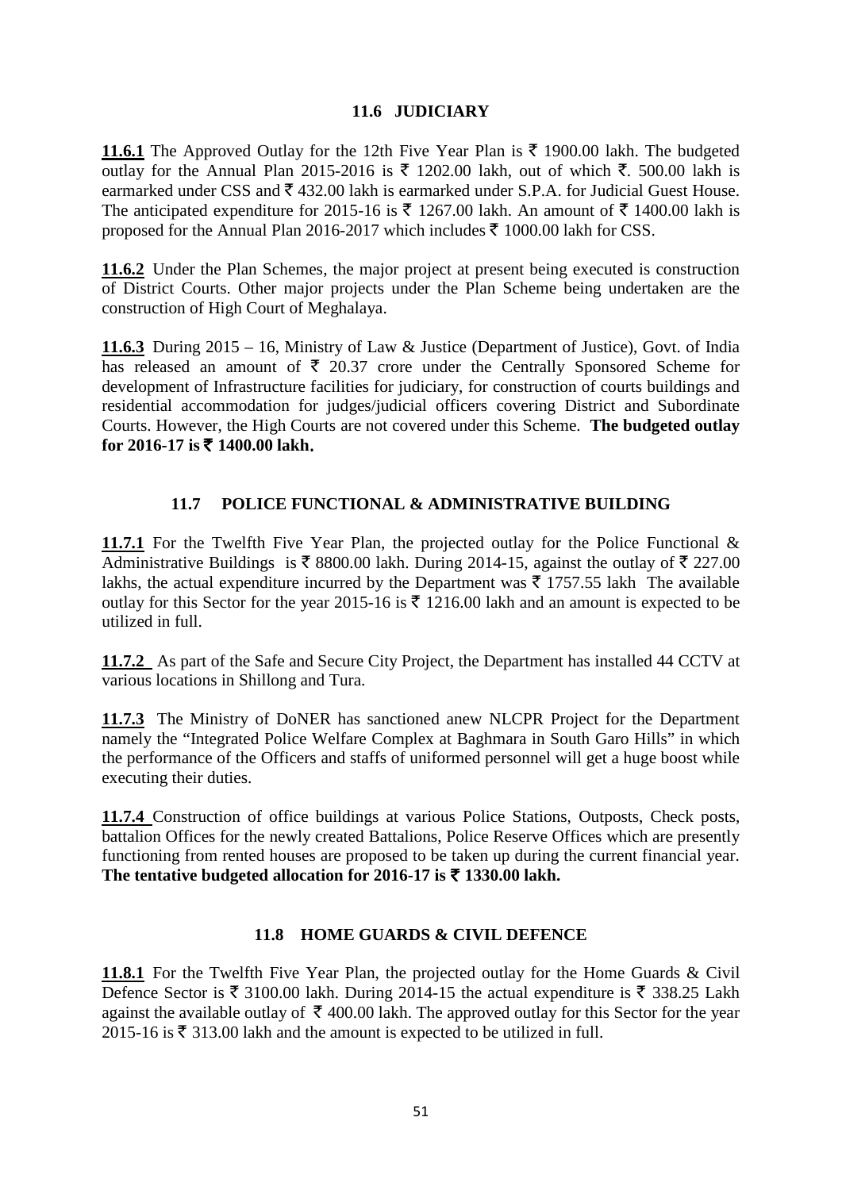## 11.6 JUDICIARY

**11.6.1** The Approved Outlay for the 12th Five Year Plan is ₹ 1900.00 lakh. The budgeted outlay for the Annual Plan 2015-2016 is ₹ 1202.00 lakh, out of which ₹. 500.00 lakh is earmarked under CSS and ₹ 432.00 lakh is earmarked under S.P.A. for Judicial Guest House. The anticipated expenditure for 2015-16 is ₹ 1267.00 lakh. An amount of ₹ 1400.00 lakh is proposed for the Annual Plan 2016-2017 which includes ₹ 1000.00 lakh for CSS.

**11.6.2** Under the Plan Schemes, the major project at present being executed is construction of District Courts. Other major projects under the Plan Scheme being undertaken are the construction of High Court of Meghalaya.

**11.6.3** During 2015 – 16, Ministry of Law & Justice (Department of Justice), Govt. of India has released an amount of ₹ 20.37 crore under the Centrally Sponsored Scheme for development of Infrastructure facilities for judiciary, for construction of courts buildings and residential accommodation for judges/judicial officers covering District and Subordinate Courts. However, the High Courts are not covered under this Scheme. **The budgeted outlay for 2016-17 is ₹ 1400.00 lakh.**

## 11.7 POLICE FUNCTIONAL & ADMINISTRATIVE BUILDING

**11.7.1** For the Twelfth Five Year Plan, the projected outlay for the Police Functional & Administrative Buildings is ₹ 8800.00 lakh. During 2014-15, against the outlay of ₹ 227.00 lakhs, the actual expenditure incurred by the Department was ₹ 1757.55 lakh The available outlay for this Sector for the year 2015-16 is ₹ 1216.00 lakh and an amount is expected to be utilized in full.

**11.7.2** As part of the Safe and Secure City Project, the Department has installed 44 CCTV at various locations in Shillong and Tura.

**11.7.3** The Ministry of DoNER has sanctioned anew NLCPR Project for the Department namely the "Integrated Police Welfare Complex at Baghmara in South Garo Hills" in which the performance of the Officers and staffs of uniformed personnel will get a huge boost while executing their duties.

**11.7.4** Construction of office buildings at various Police Stations, Outposts, Check posts, battalion Offices for the newly created Battalions, Police Reserve Offices which are presently functioning from rented houses are proposed to be taken up during the current financial year. **The tentative budgeted allocation for 2016-17 is ₹ 1330.00 lakh.**

## 11.8 HOME GUARDS & CIVIL DEFENCE

**11.8.1** For the Twelfth Five Year Plan, the projected outlay for the Home Guards & Civil Defence Sector is ₹ 3100.00 lakh. During 2014-15 the actual expenditure is ₹ 338.25 Lakh against the available outlay of ₹ 400.00 lakh. The approved outlay for this Sector for the year 2015-16 is ₹ 313.00 lakh and the amount is expected to be utilized in full.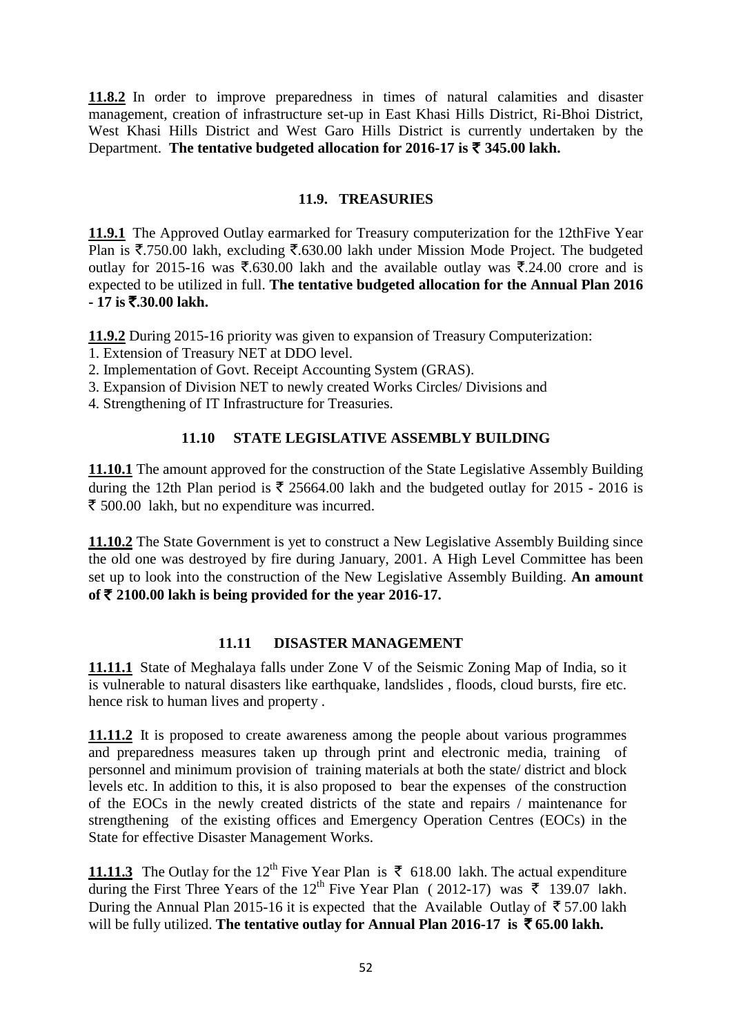**11.8.2** In order to improve preparedness in times of natural calamities and disaster management, creation of infrastructure set-up in East Khasi Hills District, Ri-Bhoi District, West Khasi Hills District and West Garo Hills District is currently undertaken by the Department. **The tentative budgeted allocation for 2016-17 is ₹ 345.00 lakh.**

## 11.9. TREASURIES

**11.9.1** The Approved Outlay earmarked for Treasury computerization for the 12thFive Year Plan is ₹.750.00 lakh, excluding ₹.630.00 lakh under Mission Mode Project. The budgeted outlay for 2015-16 was ₹.630.00 lakh and the available outlay was ₹.24.00 crore and is expected to be utilized in full. **The tentative budgeted allocation for the Annual Plan 2016 - 17 is ₹.30.00 lakh.**

**11.9.2** During 2015-16 priority was given to expansion of Treasury Computerization:

1. Extension of Treasury NET at DDO level.
2. Implementation of Govt. Receipt Accounting System (GRAS).
3. Expansion of Division NET to newly created Works Circles/ Divisions and
4. Strengthening of IT Infrastructure for Treasuries.

## 11.10 STATE LEGISLATIVE ASSEMBLY BUILDING

**11.10.1** The amount approved for the construction of the State Legislative Assembly Building during the 12th Plan period is ₹ 25664.00 lakh and the budgeted outlay for 2015 - 2016 is ₹ 500.00 lakh, but no expenditure was incurred.

**11.10.2** The State Government is yet to construct a New Legislative Assembly Building since the old one was destroyed by fire during January, 2001. A High Level Committee has been set up to look into the construction of the New Legislative Assembly Building. **An amount of ₹ 2100.00 lakh is being provided for the year 2016-17.**

## 11.11 DISASTER MANAGEMENT

**11.11.1** State of Meghalaya falls under Zone V of the Seismic Zoning Map of India, so it is vulnerable to natural disasters like earthquake, landslides , floods, cloud bursts, fire etc. hence risk to human lives and property .

**11.11.2** It is proposed to create awareness among the people about various programmes and preparedness measures taken up through print and electronic media, training of personnel and minimum provision of training materials at both the state/ district and block levels etc. In addition to this, it is also proposed to bear the expenses of the construction of the EOCs in the newly created districts of the state and repairs / maintenance for strengthening of the existing offices and Emergency Operation Centres (EOCs) in the State for effective Disaster Management Works.

**11.11.3** The Outlay for the 12$^{th}$ Five Year Plan is ₹ 618.00 lakh. The actual expenditure during the First Three Years of the 12$^{th}$ Five Year Plan ( 2012-17) was ₹ 139.07 lakh. During the Annual Plan 2015-16 it is expected that the Available Outlay of ₹ 57.00 lakh will be fully utilized. **The tentative outlay for Annual Plan 2016-17 is ₹ 65.00 lakh.**